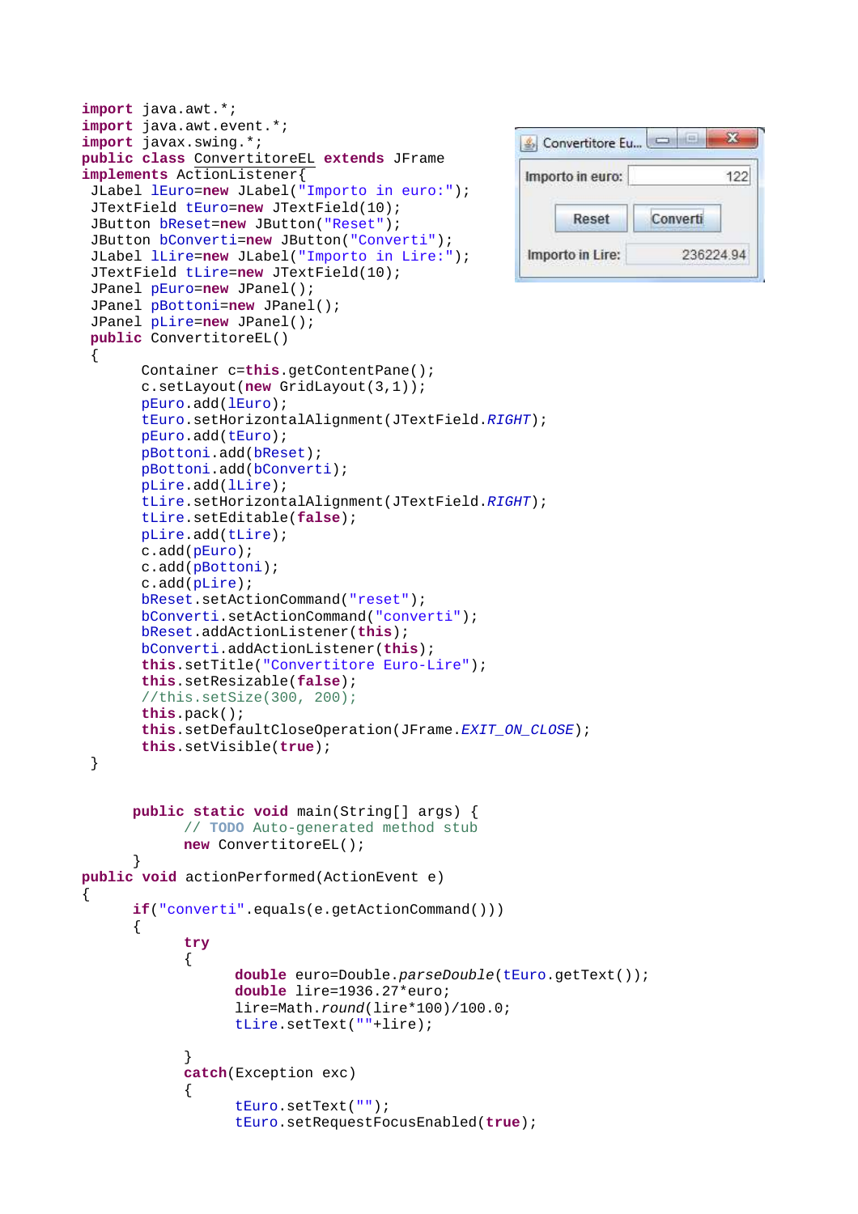```java
import java.awt.*;
import java.awt.event.*;
import javax.swing.*;
public class ConvertitoreEL extends JFrame
implements ActionListener{
 JLabel lEuro=new JLabel("Importo in euro:");
 JTextField tEuro=new JTextField(10);
 JButton bReset=new JButton("Reset");
 JButton bConverti=new JButton("Converti");
 JLabel lLire=new JLabel("Importo in Lire:");
 JTextField tLire=new JTextField(10);
 JPanel pEuro=new JPanel();
 JPanel pBottoni=new JPanel();
 JPanel pLire=new JPanel();
 public ConvertitoreEL()
 {
       Container c=this.getContentPane();
       c.setLayout(new GridLayout(3,1));
       pEuro.add(lEuro);
       tEuro.setHorizontalAlignment(JTextField.RIGHT);
       pEuro.add(tEuro);
       pBottoni.add(bReset);
       pBottoni.add(bConverti);
       pLire.add(lLire);
       tLire.setHorizontalAlignment(JTextField.RIGHT);
       tLire.setEditable(false);
       pLire.add(tLire);
       c.add(pEuro);
       c.add(pBottoni);
       c.add(pLire);
       bReset.setActionCommand("reset");
       bConverti.setActionCommand("converti");
       bReset.addActionListener(this);
       bConverti.addActionListener(this);
       this.setTitle("Convertitore Euro-Lire");
       this.setResizable(false);
       //this.setSize(300, 200);
       this.pack();
       this.setDefaultCloseOperation(JFrame.EXIT_ON_CLOSE);
       this.setVisible(true);
 }


      public static void main(String[] args) {
            // TODO Auto-generated method stub
            new ConvertitoreEL();
      }
public void actionPerformed(ActionEvent e)
{
      if("converti".equals(e.getActionCommand()))
      {
            try
            {
                  double euro=Double.parseDouble(tEuro.getText());
                  double lire=1936.27*euro;
                  lire=Math.round(lire*100)/100.0;
                  tLire.setText(""+lire);

            }
            catch(Exception exc)
            {
                  tEuro.setText("");
                  tEuro.setRequestFocusEnabled(true);
```

Convertitore Eu...

Importo in euro: 122

Reset | Converti

Importo in Lire: 236224.94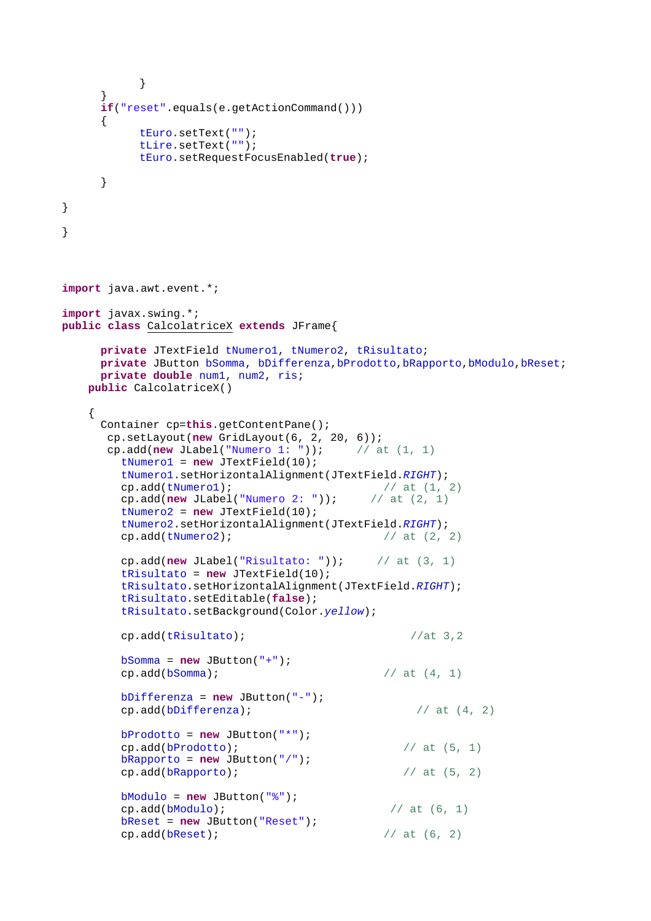```java
            }
      }
      if("reset".equals(e.getActionCommand()))
      {
            tEuro.setText("");
            tLire.setText("");
            tEuro.setRequestFocusEnabled(true);

      }

}

}
```

```java
import java.awt.event.*;

import javax.swing.*;
public class CalcolatriceX extends JFrame{

      private JTextField tNumero1, tNumero2, tRisultato;
      private JButton bSomma, bDifferenza,bProdotto,bRapporto,bModulo,bReset;
      private double num1, num2, ris;
    public CalcolatriceX()

    {
      Container cp=this.getContentPane();
       cp.setLayout(new GridLayout(6, 2, 20, 6));
       cp.add(new JLabel("Numero 1: "));     // at (1, 1)
         tNumero1 = new JTextField(10);
         tNumero1.setHorizontalAlignment(JTextField.RIGHT);
         cp.add(tNumero1);                         // at (1, 2)
         cp.add(new JLabel("Numero 2: "));     // at (2, 1)
         tNumero2 = new JTextField(10);
         tNumero2.setHorizontalAlignment(JTextField.RIGHT);
         cp.add(tNumero2);                         // at (2, 2)

         cp.add(new JLabel("Risultato: "));     // at (3, 1)
         tRisultato = new JTextField(10);
         tRisultato.setHorizontalAlignment(JTextField.RIGHT);
         tRisultato.setEditable(false);
         tRisultato.setBackground(Color.yellow);

         cp.add(tRisultato);                         //at 3,2

         bSomma = new JButton("+");
         cp.add(bSomma);                         // at (4, 1)

         bDifferenza = new JButton("-");
         cp.add(bDifferenza);                         // at (4, 2)

         bProdotto = new JButton("*");
         cp.add(bProdotto);                         // at (5, 1)
         bRapporto = new JButton("/");
         cp.add(bRapporto);                         // at (5, 2)

         bModulo = new JButton("%");
         cp.add(bModulo);                         // at (6, 1)
         bReset = new JButton("Reset");
         cp.add(bReset);                         // at (6, 2)
```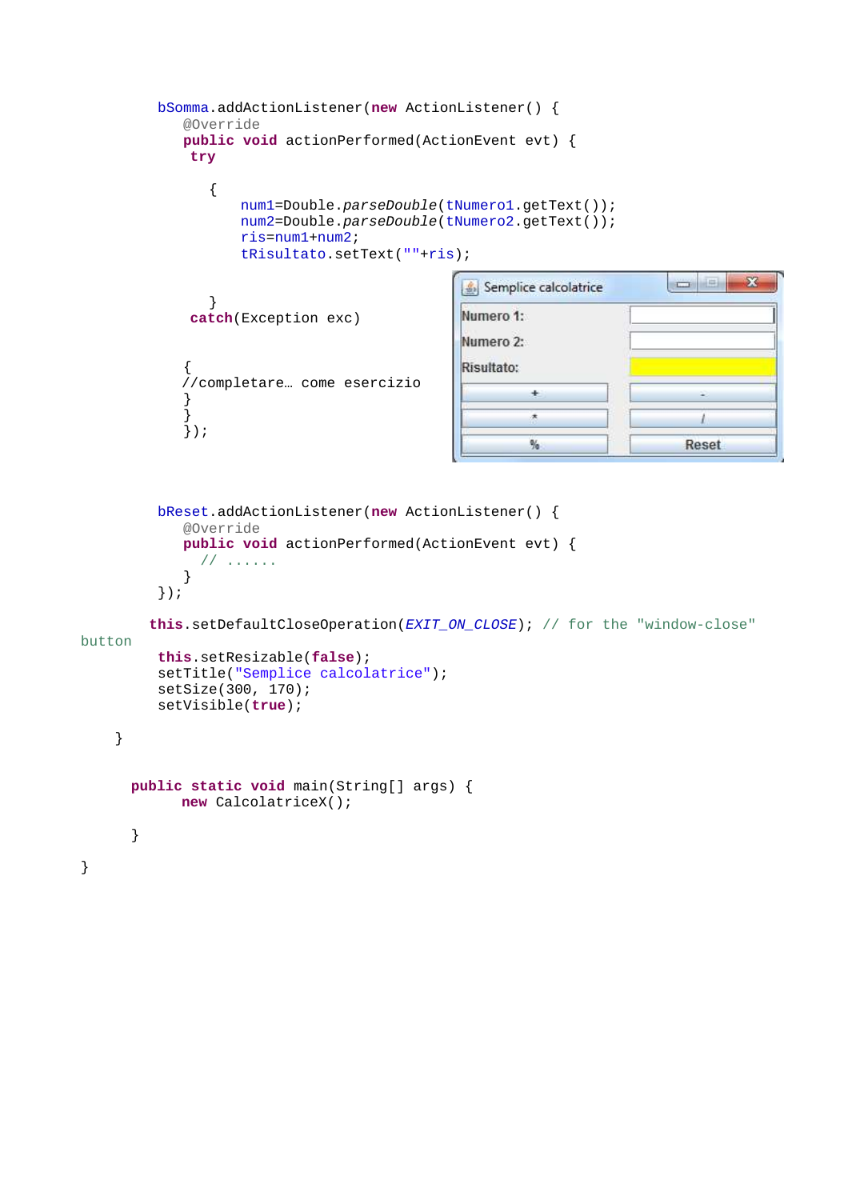```java
        bSomma.addActionListener(new ActionListener() {
           @Override
           public void actionPerformed(ActionEvent evt) {
            try

              {
                  num1=Double.parseDouble(tNumero1.getText());
                  num2=Double.parseDouble(tNumero2.getText());
                  ris=num1+num2;
                  tRisultato.setText(""+ris);


              }
            catch(Exception exc)


           {
           //completare… come esercizio
           }
           }
           });
```

```java
        bReset.addActionListener(new ActionListener() {
           @Override
           public void actionPerformed(ActionEvent evt) {
             // ......
           }
        });

       this.setDefaultCloseOperation(EXIT_ON_CLOSE); // for the "window-close"
button
        this.setResizable(false);
        setTitle("Semplice calcolatrice");
        setSize(300, 170);
        setVisible(true);

    }


      public static void main(String[] args) {
           new CalcolatriceX();

      }

}
```